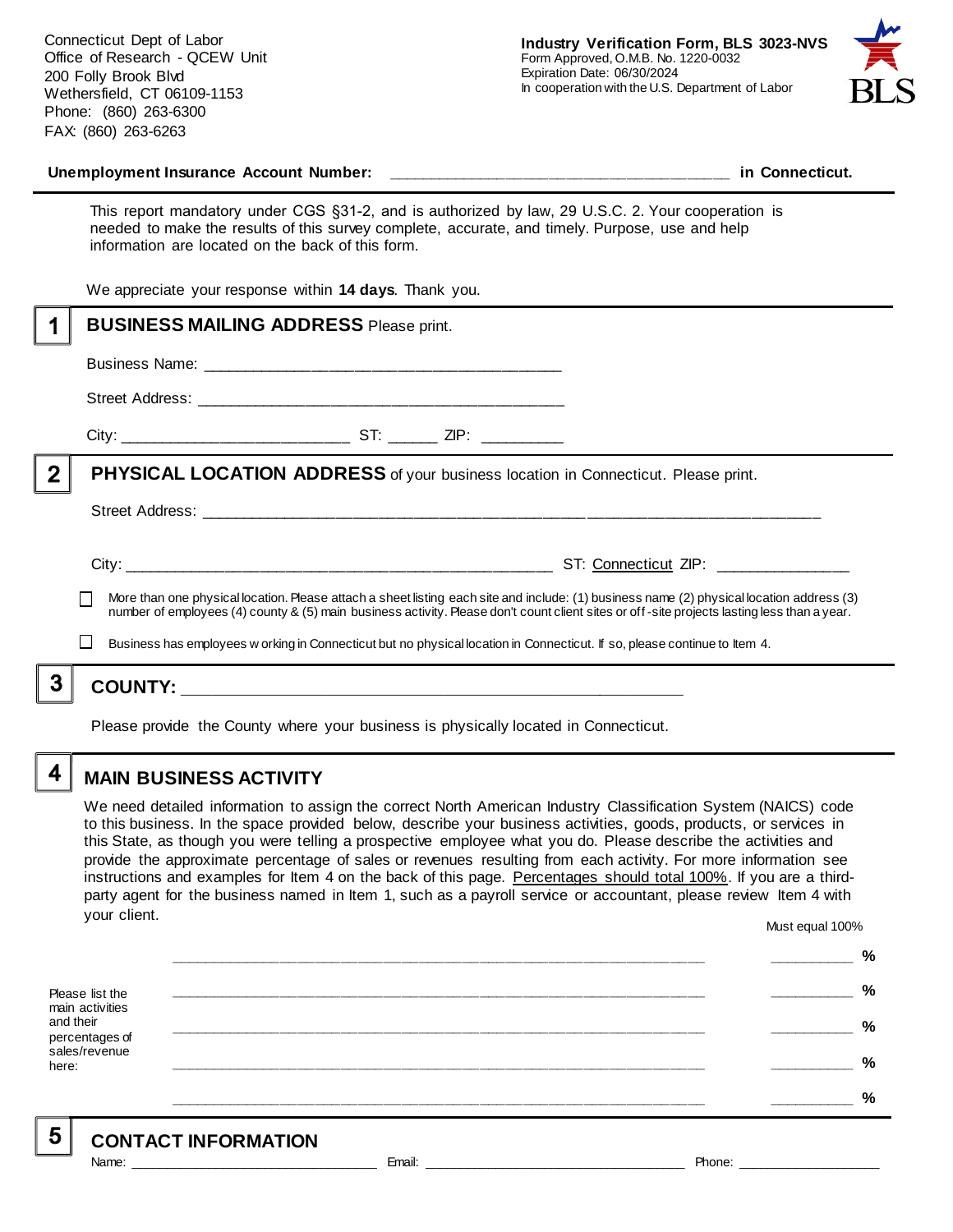Connecticut Dept of Labor
Office of Research - QCEW Unit
200 Folly Brook Blvd
Wethersfield, CT 06109-1153
Phone: (860) 263-6300
FAX: (860) 263-6263

**Industry Verification Form, BLS 3023-NVS**
Form Approved, O.M.B. No. 1220-0032
Expiration Date: 06/30/2024
In cooperation with the U.S. Department of Labor

**Unemployment Insurance Account Number:** ______________________________________ **in Connecticut.**

This report mandatory under CGS §31-2, and is authorized by law, 29 U.S.C. 2. Your cooperation is needed to make the results of this survey complete, accurate, and timely. Purpose, use and help information are located on the back of this form.

We appreciate your response within **14 days**. Thank you.

## 1 BUSINESS MAILING ADDRESS Please print.

Business Name: ________________________________________

Street Address: ________________________________________

City: _________________________ ST: ______ ZIP: _________

## 2 PHYSICAL LOCATION ADDRESS of your business location in Connecticut. Please print.

Street Address: ______________________________________________________________________

City: ________________________________________________ ST: Connecticut ZIP: ______________

☐ More than one physical location. Please attach a sheet listing each site and include: (1) business name (2) physical location address (3) number of employees (4) county & (5) main business activity. Please don't count client sites or off-site projects lasting less than a year.

☐ Business has employees working in Connecticut but no physical location in Connecticut. If so, please continue to Item 4.

## 3 COUNTY: ______________________________________________________

Please provide the County where your business is physically located in Connecticut.

## 4 MAIN BUSINESS ACTIVITY

We need detailed information to assign the correct North American Industry Classification System (NAICS) code to this business. In the space provided below, describe your business activities, goods, products, or services in this State, as though you were telling a prospective employee what you do. Please describe the activities and provide the approximate percentage of sales or revenues resulting from each activity. For more information see instructions and examples for Item 4 on the back of this page. Percentages should total 100%. If you are a third-party agent for the business named in Item 1, such as a payroll service or accountant, please review Item 4 with your client.

Please list the main activities and their percentages of sales/revenue here:

| Activity | Must equal 100% |
|---|---|
| ____________________________________________ | ________ % |
| ____________________________________________ | ________ % |
| ____________________________________________ | ________ % |
| ____________________________________________ | ________ % |
| ____________________________________________ | ________ % |

## 5 CONTACT INFORMATION

Name: ____________________________ Email: ______________________________ Phone: ________________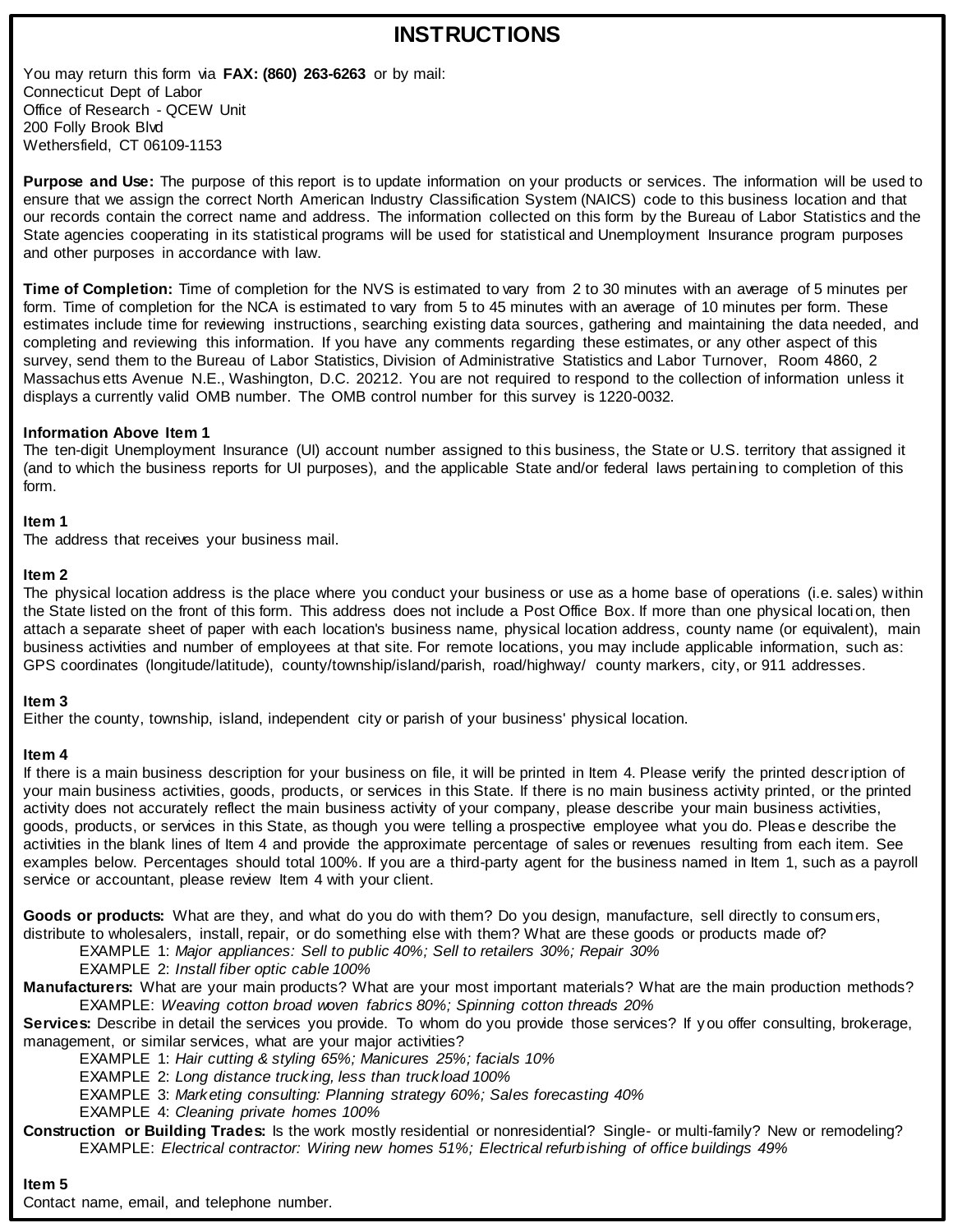# INSTRUCTIONS

You may return this form via **FAX: (860) 263-6263** or by mail:
Connecticut Dept of Labor
Office of Research - QCEW Unit
200 Folly Brook Blvd
Wethersfield, CT 06109-1153

**Purpose and Use:** The purpose of this report is to update information on your products or services. The information will be used to ensure that we assign the correct North American Industry Classification System (NAICS) code to this business location and that our records contain the correct name and address. The information collected on this form by the Bureau of Labor Statistics and the State agencies cooperating in its statistical programs will be used for statistical and Unemployment Insurance program purposes and other purposes in accordance with law.

**Time of Completion:** Time of completion for the NVS is estimated to vary from 2 to 30 minutes with an average of 5 minutes per form. Time of completion for the NCA is estimated to vary from 5 to 45 minutes with an average of 10 minutes per form. These estimates include time for reviewing instructions, searching existing data sources, gathering and maintaining the data needed, and completing and reviewing this information. If you have any comments regarding these estimates, or any other aspect of this survey, send them to the Bureau of Labor Statistics, Division of Administrative Statistics and Labor Turnover, Room 4860, 2 Massachusetts Avenue N.E., Washington, D.C. 20212. You are not required to respond to the collection of information unless it displays a currently valid OMB number. The OMB control number for this survey is 1220-0032.

**Information Above Item 1**
The ten-digit Unemployment Insurance (UI) account number assigned to this business, the State or U.S. territory that assigned it (and to which the business reports for UI purposes), and the applicable State and/or federal laws pertaining to completion of this form.

**Item 1**
The address that receives your business mail.

**Item 2**
The physical location address is the place where you conduct your business or use as a home base of operations (i.e. sales) within the State listed on the front of this form. This address does not include a Post Office Box. If more than one physical location, then attach a separate sheet of paper with each location's business name, physical location address, county name (or equivalent), main business activities and number of employees at that site. For remote locations, you may include applicable information, such as: GPS coordinates (longitude/latitude), county/township/island/parish, road/highway/ county markers, city, or 911 addresses.

**Item 3**
Either the county, township, island, independent city or parish of your business' physical location.

**Item 4**
If there is a main business description for your business on file, it will be printed in Item 4. Please verify the printed description of your main business activities, goods, products, or services in this State. If there is no main business activity printed, or the printed activity does not accurately reflect the main business activity of your company, please describe your main business activities, goods, products, or services in this State, as though you were telling a prospective employee what you do. Please describe the activities in the blank lines of Item 4 and provide the approximate percentage of sales or revenues resulting from each item. See examples below. Percentages should total 100%. If you are a third-party agent for the business named in Item 1, such as a payroll service or accountant, please review Item 4 with your client.

**Goods or products:** What are they, and what do you do with them? Do you design, manufacture, sell directly to consumers, distribute to wholesalers, install, repair, or do something else with them? What are these goods or products made of?
EXAMPLE 1: *Major appliances: Sell to public 40%; Sell to retailers 30%; Repair 30%*
EXAMPLE 2: *Install fiber optic cable 100%*

**Manufacturers:** What are your main products? What are your most important materials? What are the main production methods?
EXAMPLE: *Weaving cotton broad woven fabrics 80%; Spinning cotton threads 20%*

**Services:** Describe in detail the services you provide. To whom do you provide those services? If you offer consulting, brokerage, management, or similar services, what are your major activities?
EXAMPLE 1: *Hair cutting & styling 65%; Manicures 25%; facials 10%*
EXAMPLE 2: *Long distance trucking, less than truckload 100%*
EXAMPLE 3: *Marketing consulting: Planning strategy 60%; Sales forecasting 40%*
EXAMPLE 4: *Cleaning private homes 100%*

**Construction or Building Trades:** Is the work mostly residential or nonresidential? Single- or multi-family? New or remodeling?
EXAMPLE: *Electrical contractor: Wiring new homes 51%; Electrical refurbishing of office buildings 49%*

**Item 5**
Contact name, email, and telephone number.